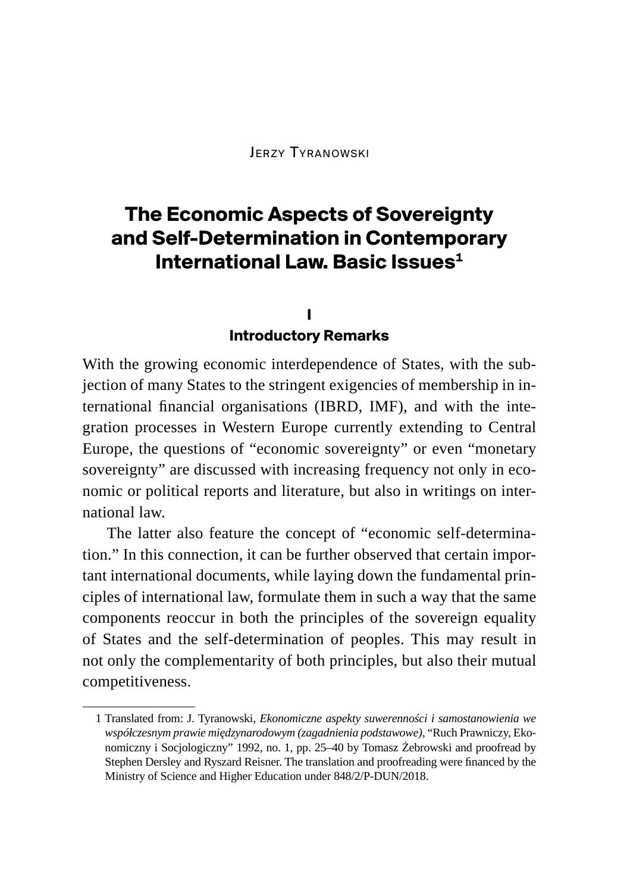Jerzy Tyranowski

# The Economic Aspects of Sovereignty and Self-Determination in Contemporary International Law. Basic Issues[1]

## I
## Introductory Remarks

With the growing economic interdependence of States, with the subjection of many States to the stringent exigencies of membership in international financial organisations (IBRD, IMF), and with the integration processes in Western Europe currently extending to Central Europe, the questions of "economic sovereignty" or even "monetary sovereignty" are discussed with increasing frequency not only in economic or political reports and literature, but also in writings on international law.

The latter also feature the concept of "economic self-determination." In this connection, it can be further observed that certain important international documents, while laying down the fundamental principles of international law, formulate them in such a way that the same components reoccur in both the principles of the sovereign equality of States and the self-determination of peoples. This may result in not only the complementarity of both principles, but also their mutual competitiveness.

---

1 Translated from: J. Tyranowski, *Ekonomiczne aspekty suwerenności i samostanowienia we współczesnym prawie międzynarodowym (zagadnienia podstawowe)*, "Ruch Prawniczy, Ekonomiczny i Socjologiczny" 1992, no. 1, pp. 25–40 by Tomasz Żebrowski and proofread by Stephen Dersley and Ryszard Reisner. The translation and proofreading were financed by the Ministry of Science and Higher Education under 848/2/P-DUN/2018.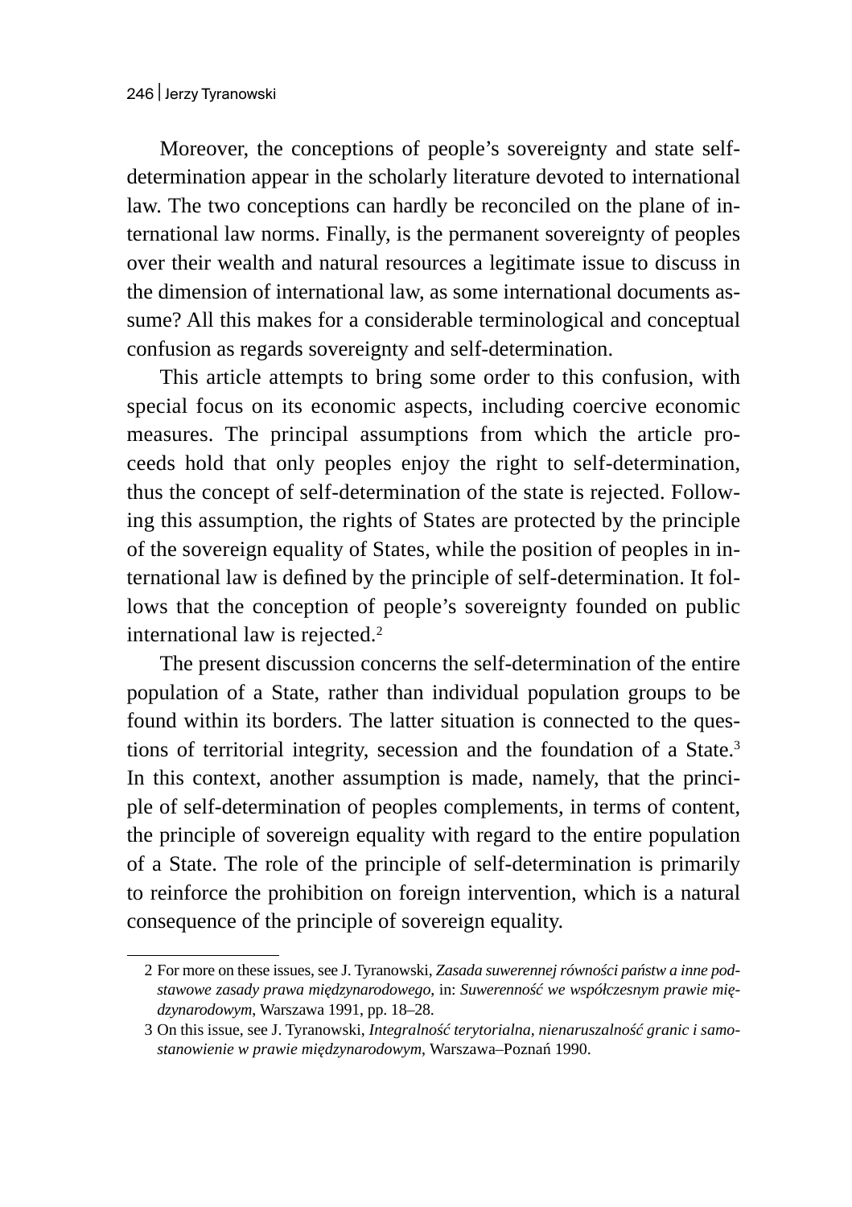Moreover, the conceptions of people's sovereignty and state self-determination appear in the scholarly literature devoted to international law. The two conceptions can hardly be reconciled on the plane of international law norms. Finally, is the permanent sovereignty of peoples over their wealth and natural resources a legitimate issue to discuss in the dimension of international law, as some international documents assume? All this makes for a considerable terminological and conceptual confusion as regards sovereignty and self-determination.

This article attempts to bring some order to this confusion, with special focus on its economic aspects, including coercive economic measures. The principal assumptions from which the article proceeds hold that only peoples enjoy the right to self-determination, thus the concept of self-determination of the state is rejected. Following this assumption, the rights of States are protected by the principle of the sovereign equality of States, while the position of peoples in international law is defined by the principle of self-determination. It follows that the conception of people's sovereignty founded on public international law is rejected.[2]

The present discussion concerns the self-determination of the entire population of a State, rather than individual population groups to be found within its borders. The latter situation is connected to the questions of territorial integrity, secession and the foundation of a State.[3] In this context, another assumption is made, namely, that the principle of self-determination of peoples complements, in terms of content, the principle of sovereign equality with regard to the entire population of a State. The role of the principle of self-determination is primarily to reinforce the prohibition on foreign intervention, which is a natural consequence of the principle of sovereign equality.

---

2 For more on these issues, see J. Tyranowski, *Zasada suwerennej równości państw a inne podstawowe zasady prawa międzynarodowego*, in: *Suwerenność we współczesnym prawie międzynarodowym*, Warszawa 1991, pp. 18–28.

3 On this issue, see J. Tyranowski, *Integralność terytorialna, nienaruszalność granic i samostanowienie w prawie międzynarodowym*, Warszawa–Poznań 1990.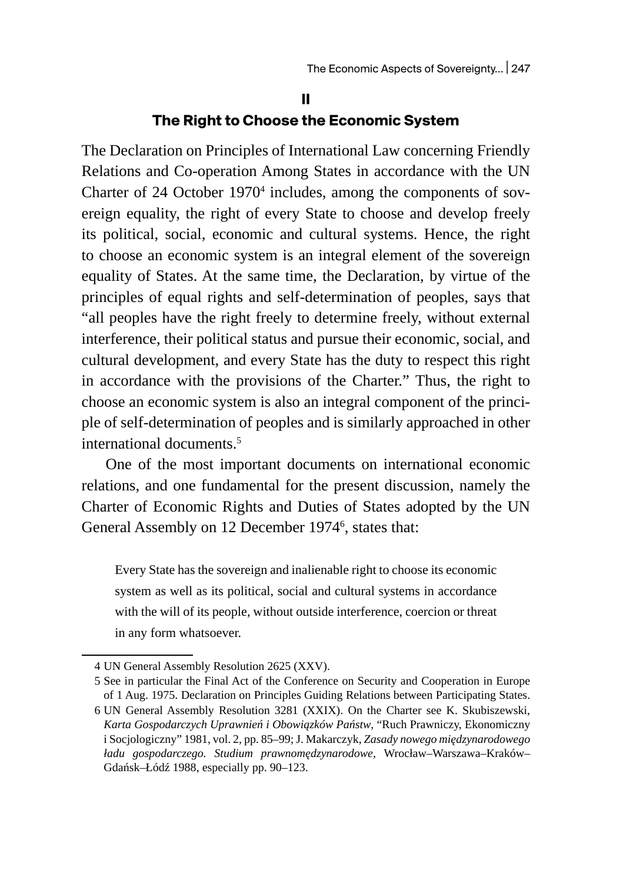## II
## The Right to Choose the Economic System

The Declaration on Principles of International Law concerning Friendly Relations and Co-operation Among States in accordance with the UN Charter of 24 October 1970[4] includes, among the components of sovereign equality, the right of every State to choose and develop freely its political, social, economic and cultural systems. Hence, the right to choose an economic system is an integral element of the sovereign equality of States. At the same time, the Declaration, by virtue of the principles of equal rights and self-determination of peoples, says that "all peoples have the right freely to determine freely, without external interference, their political status and pursue their economic, social, and cultural development, and every State has the duty to respect this right in accordance with the provisions of the Charter." Thus, the right to choose an economic system is also an integral component of the principle of self-determination of peoples and is similarly approached in other international documents.[5]

One of the most important documents on international economic relations, and one fundamental for the present discussion, namely the Charter of Economic Rights and Duties of States adopted by the UN General Assembly on 12 December 1974[6], states that:

> Every State has the sovereign and inalienable right to choose its economic system as well as its political, social and cultural systems in accordance with the will of its people, without outside interference, coercion or threat in any form whatsoever.

---

4 UN General Assembly Resolution 2625 (XXV).

5 See in particular the Final Act of the Conference on Security and Cooperation in Europe of 1 Aug. 1975. Declaration on Principles Guiding Relations between Participating States.

6 UN General Assembly Resolution 3281 (XXIX). On the Charter see K. Skubiszewski, *Karta Gospodarczych Uprawnień i Obowiązków Państw*, "Ruch Prawniczy, Ekonomiczny i Socjologiczny" 1981, vol. 2, pp. 85–99; J. Makarczyk, *Zasady nowego międzynarodowego ładu gospodarczego. Studium prawnomędzynarodowe*, Wrocław–Warszawa–Kraków–Gdańsk–Łódź 1988, especially pp. 90–123.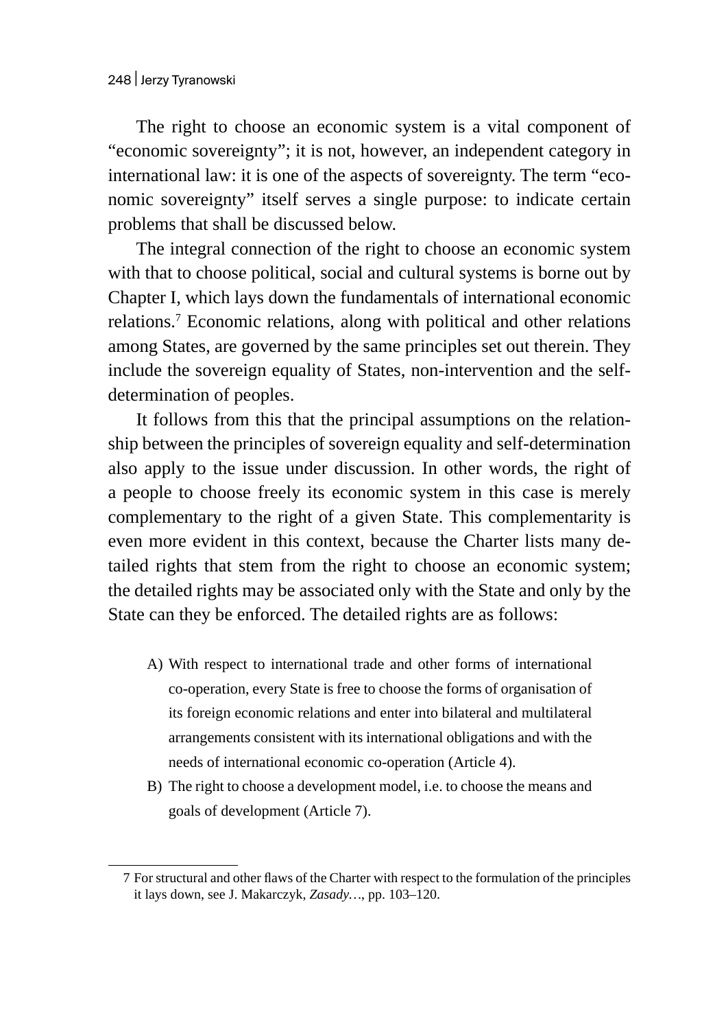The right to choose an economic system is a vital component of "economic sovereignty"; it is not, however, an independent category in international law: it is one of the aspects of sovereignty. The term "economic sovereignty" itself serves a single purpose: to indicate certain problems that shall be discussed below.

The integral connection of the right to choose an economic system with that to choose political, social and cultural systems is borne out by Chapter I, which lays down the fundamentals of international economic relations.[7] Economic relations, along with political and other relations among States, are governed by the same principles set out therein. They include the sovereign equality of States, non-intervention and the self-determination of peoples.

It follows from this that the principal assumptions on the relationship between the principles of sovereign equality and self-determination also apply to the issue under discussion. In other words, the right of a people to choose freely its economic system in this case is merely complementary to the right of a given State. This complementarity is even more evident in this context, because the Charter lists many detailed rights that stem from the right to choose an economic system; the detailed rights may be associated only with the State and only by the State can they be enforced. The detailed rights are as follows:

A) With respect to international trade and other forms of international co-operation, every State is free to choose the forms of organisation of its foreign economic relations and enter into bilateral and multilateral arrangements consistent with its international obligations and with the needs of international economic co-operation (Article 4).

B) The right to choose a development model, i.e. to choose the means and goals of development (Article 7).

---

7 For structural and other flaws of the Charter with respect to the formulation of the principles it lays down, see J. Makarczyk, *Zasady…*, pp. 103–120.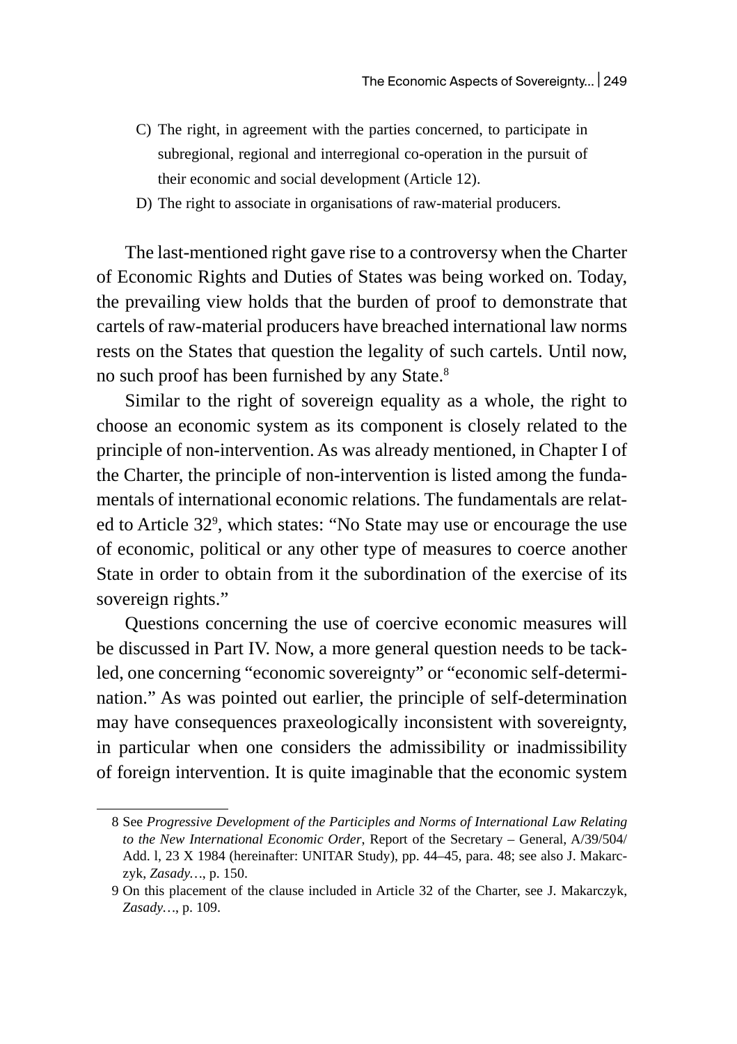C) The right, in agreement with the parties concerned, to participate in subregional, regional and interregional co-operation in the pursuit of their economic and social development (Article 12).
D) The right to associate in organisations of raw-material producers.

The last-mentioned right gave rise to a controversy when the Charter of Economic Rights and Duties of States was being worked on. Today, the prevailing view holds that the burden of proof to demonstrate that cartels of raw-material producers have breached international law norms rests on the States that question the legality of such cartels. Until now, no such proof has been furnished by any State.[8]

Similar to the right of sovereign equality as a whole, the right to choose an economic system as its component is closely related to the principle of non-intervention. As was already mentioned, in Chapter I of the Charter, the principle of non-intervention is listed among the fundamentals of international economic relations. The fundamentals are related to Article 32[9], which states: "No State may use or encourage the use of economic, political or any other type of measures to coerce another State in order to obtain from it the subordination of the exercise of its sovereign rights."

Questions concerning the use of coercive economic measures will be discussed in Part IV. Now, a more general question needs to be tackled, one concerning "economic sovereignty" or "economic self-determination." As was pointed out earlier, the principle of self-determination may have consequences praxeologically inconsistent with sovereignty, in particular when one considers the admissibility or inadmissibility of foreign intervention. It is quite imaginable that the economic system

---

8 See *Progressive Development of the Participles and Norms of International Law Relating to the New International Economic Order*, Report of the Secretary – General, A/39/504/ Add. l, 23 X 1984 (hereinafter: UNITAR Study), pp. 44–45, para. 48; see also J. Makarczyk, *Zasady…*, p. 150.

9 On this placement of the clause included in Article 32 of the Charter, see J. Makarczyk, *Zasady…*, p. 109.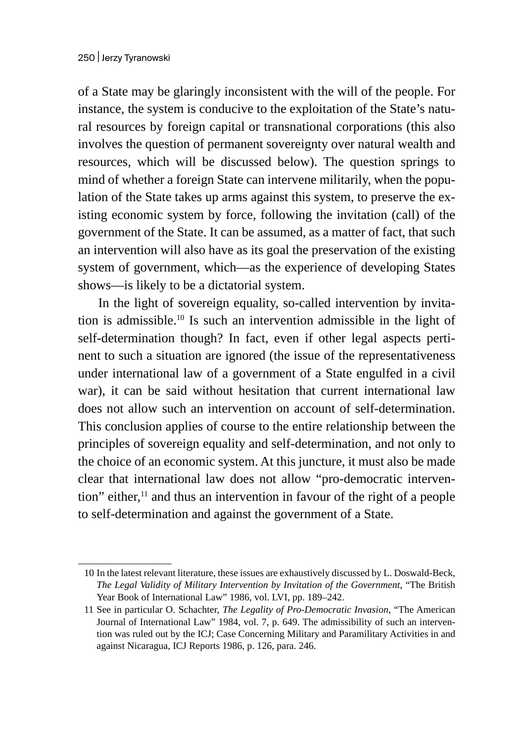of a State may be glaringly inconsistent with the will of the people. For instance, the system is conducive to the exploitation of the State's natural resources by foreign capital or transnational corporations (this also involves the question of permanent sovereignty over natural wealth and resources, which will be discussed below). The question springs to mind of whether a foreign State can intervene militarily, when the population of the State takes up arms against this system, to preserve the existing economic system by force, following the invitation (call) of the government of the State. It can be assumed, as a matter of fact, that such an intervention will also have as its goal the preservation of the existing system of government, which—as the experience of developing States shows—is likely to be a dictatorial system.

In the light of sovereign equality, so-called intervention by invitation is admissible.[10] Is such an intervention admissible in the light of self-determination though? In fact, even if other legal aspects pertinent to such a situation are ignored (the issue of the representativeness under international law of a government of a State engulfed in a civil war), it can be said without hesitation that current international law does not allow such an intervention on account of self-determination. This conclusion applies of course to the entire relationship between the principles of sovereign equality and self-determination, and not only to the choice of an economic system. At this juncture, it must also be made clear that international law does not allow "pro-democratic intervention" either,[11] and thus an intervention in favour of the right of a people to self-determination and against the government of a State.

---

10 In the latest relevant literature, these issues are exhaustively discussed by L. Doswald-Beck, *The Legal Validity of Military Intervention by Invitation of the Government*, "The British Year Book of International Law" 1986, vol. LVI, pp. 189–242.

11 See in particular O. Schachter, *The Legality of Pro-Democratic Invasion*, "The American Journal of International Law" 1984, vol. 7, p. 649. The admissibility of such an intervention was ruled out by the ICJ; Case Concerning Military and Paramilitary Activities in and against Nicaragua, ICJ Reports 1986, p. 126, para. 246.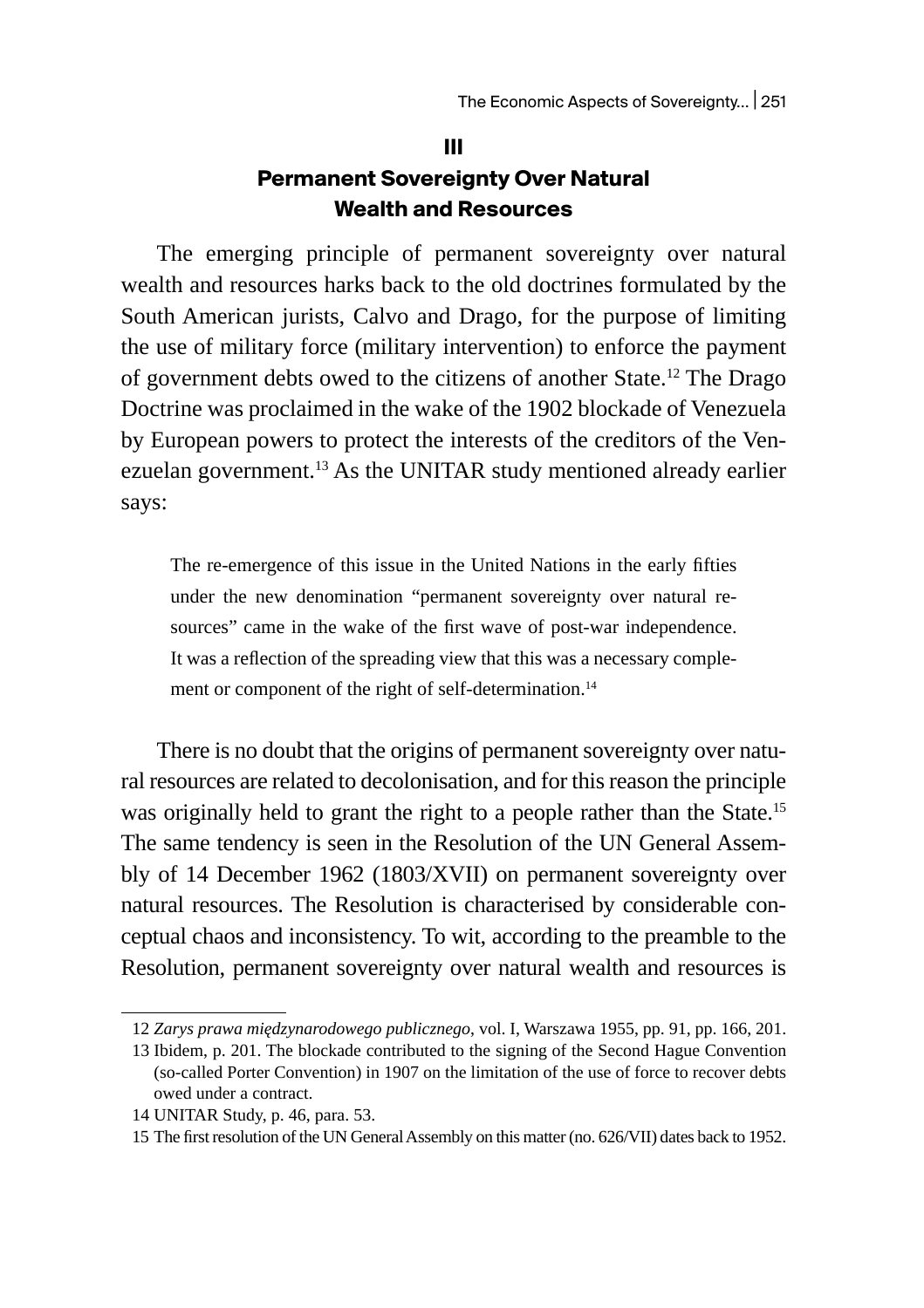## III

## Permanent Sovereignty Over Natural Wealth and Resources

The emerging principle of permanent sovereignty over natural wealth and resources harks back to the old doctrines formulated by the South American jurists, Calvo and Drago, for the purpose of limiting the use of military force (military intervention) to enforce the payment of government debts owed to the citizens of another State.[12] The Drago Doctrine was proclaimed in the wake of the 1902 blockade of Venezuela by European powers to protect the interests of the creditors of the Venezuelan government.[13] As the UNITAR study mentioned already earlier says:

> The re-emergence of this issue in the United Nations in the early fifties under the new denomination "permanent sovereignty over natural resources" came in the wake of the first wave of post-war independence. It was a reflection of the spreading view that this was a necessary complement or component of the right of self-determination.[14]

There is no doubt that the origins of permanent sovereignty over natural resources are related to decolonisation, and for this reason the principle was originally held to grant the right to a people rather than the State.[15] The same tendency is seen in the Resolution of the UN General Assembly of 14 December 1962 (1803/XVII) on permanent sovereignty over natural resources. The Resolution is characterised by considerable conceptual chaos and inconsistency. To wit, according to the preamble to the Resolution, permanent sovereignty over natural wealth and resources is

---

12 *Zarys prawa międzynarodowego publicznego*, vol. I, Warszawa 1955, pp. 91, pp. 166, 201.

13 Ibidem, p. 201. The blockade contributed to the signing of the Second Hague Convention (so-called Porter Convention) in 1907 on the limitation of the use of force to recover debts owed under a contract.

14 UNITAR Study, p. 46, para. 53.

15 The first resolution of the UN General Assembly on this matter (no. 626/VII) dates back to 1952.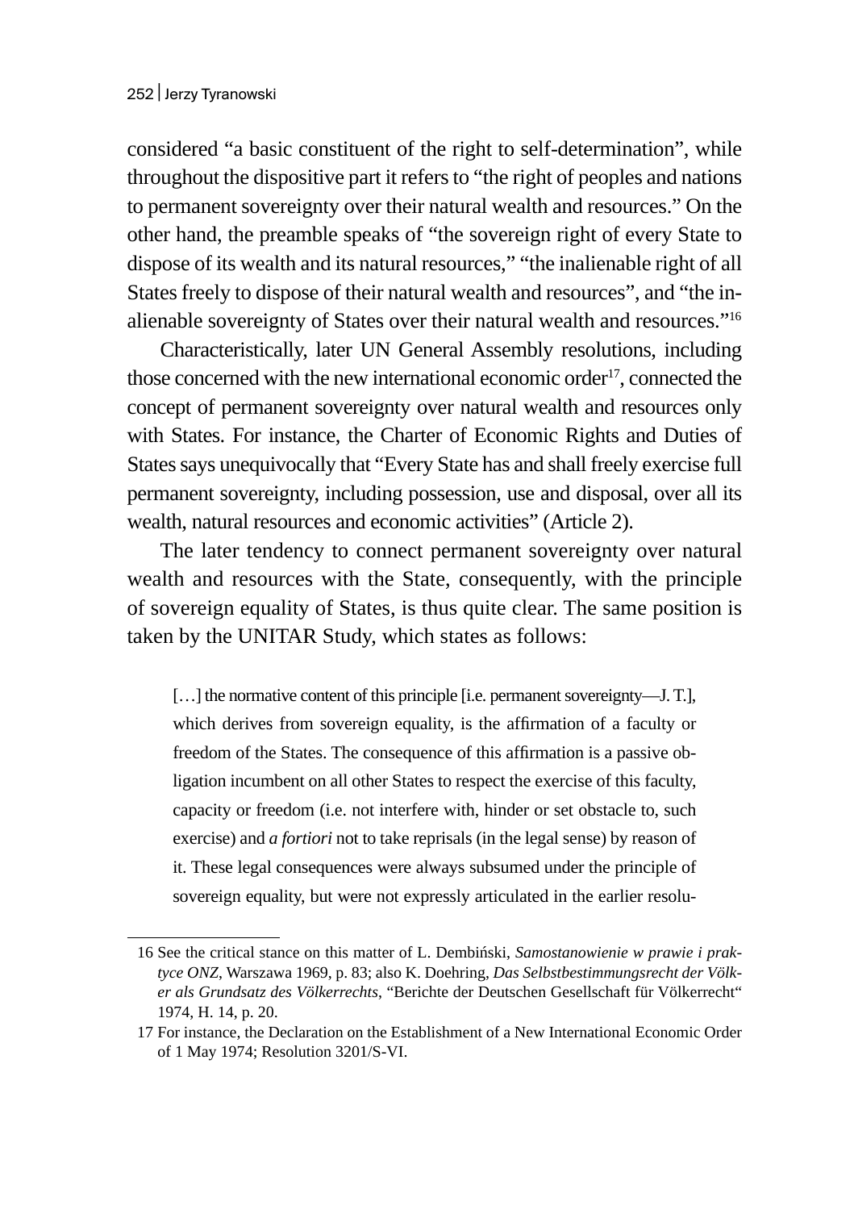considered “a basic constituent of the right to self-determination”, while throughout the dispositive part it refers to “the right of peoples and nations to permanent sovereignty over their natural wealth and resources.” On the other hand, the preamble speaks of “the sovereign right of every State to dispose of its wealth and its natural resources,” “the inalienable right of all States freely to dispose of their natural wealth and resources”, and “the inalienable sovereignty of States over their natural wealth and resources.”[16]

Characteristically, later UN General Assembly resolutions, including those concerned with the new international economic order[17], connected the concept of permanent sovereignty over natural wealth and resources only with States. For instance, the Charter of Economic Rights and Duties of States says unequivocally that “Every State has and shall freely exercise full permanent sovereignty, including possession, use and disposal, over all its wealth, natural resources and economic activities” (Article 2).

The later tendency to connect permanent sovereignty over natural wealth and resources with the State, consequently, with the principle of sovereign equality of States, is thus quite clear. The same position is taken by the UNITAR Study, which states as follows:

> […] the normative content of this principle [i.e. permanent sovereignty—J. T.], which derives from sovereign equality, is the affirmation of a faculty or freedom of the States. The consequence of this affirmation is a passive obligation incumbent on all other States to respect the exercise of this faculty, capacity or freedom (i.e. not interfere with, hinder or set obstacle to, such exercise) and *a fortiori* not to take reprisals (in the legal sense) by reason of it. These legal consequences were always subsumed under the principle of sovereign equality, but were not expressly articulated in the earlier resolu-

---

16 See the critical stance on this matter of L. Dembiński, *Samostanowienie w prawie i praktyce ONZ*, Warszawa 1969, p. 83; also K. Doehring, *Das Selbstbestimmungsrecht der Völker als Grundsatz des Völkerrechts*, “Berichte der Deutschen Gesellschaft für Völkerrecht“ 1974, H. 14, p. 20.

17 For instance, the Declaration on the Establishment of a New International Economic Order of 1 May 1974; Resolution 3201/S-VI.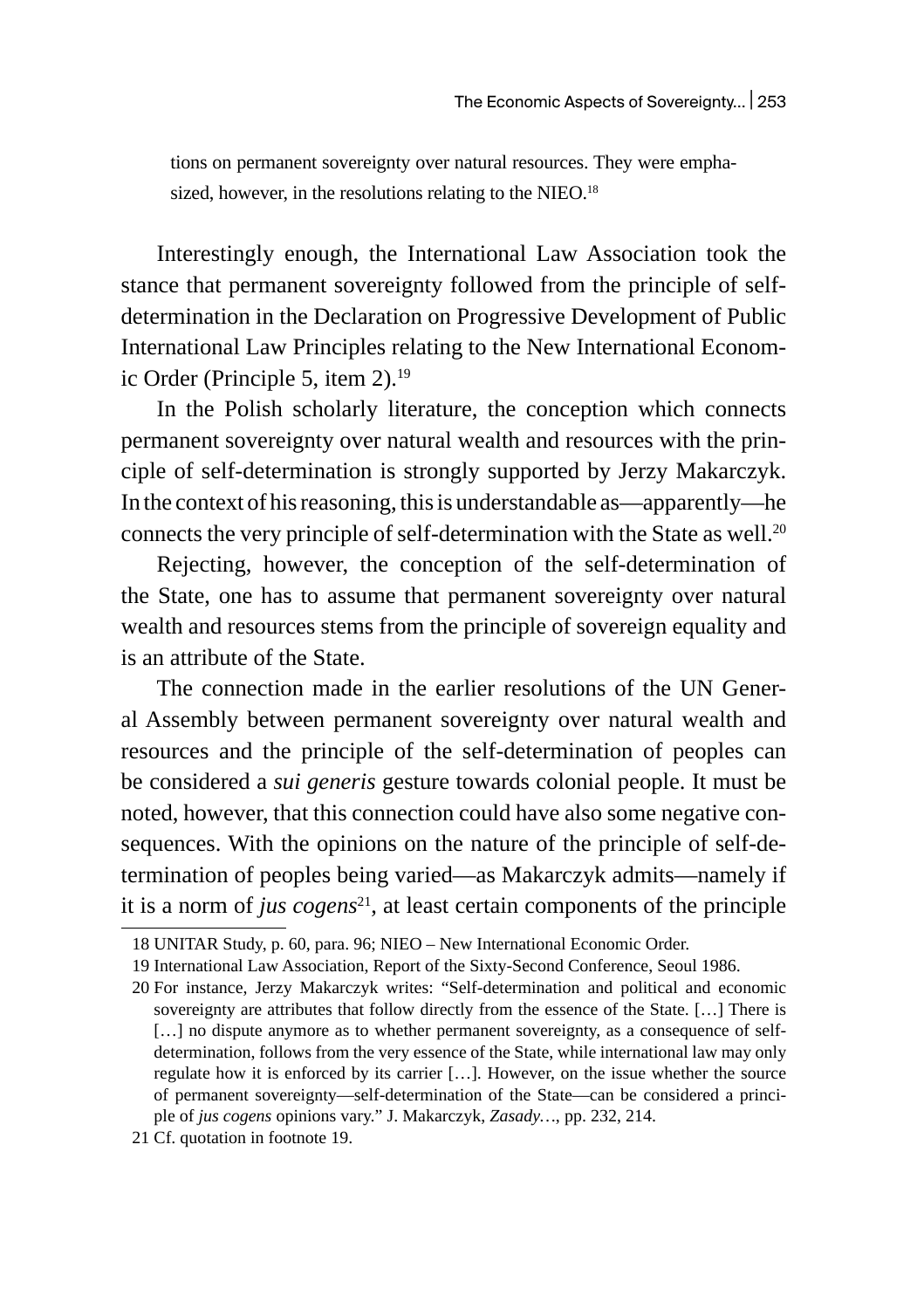tions on permanent sovereignty over natural resources. They were emphasized, however, in the resolutions relating to the NIEO.[18]

Interestingly enough, the International Law Association took the stance that permanent sovereignty followed from the principle of self-determination in the Declaration on Progressive Development of Public International Law Principles relating to the New International Economic Order (Principle 5, item 2).[19]

In the Polish scholarly literature, the conception which connects permanent sovereignty over natural wealth and resources with the principle of self-determination is strongly supported by Jerzy Makarczyk. In the context of his reasoning, this is understandable as—apparently—he connects the very principle of self-determination with the State as well.[20]

Rejecting, however, the conception of the self-determination of the State, one has to assume that permanent sovereignty over natural wealth and resources stems from the principle of sovereign equality and is an attribute of the State.

The connection made in the earlier resolutions of the UN General Assembly between permanent sovereignty over natural wealth and resources and the principle of the self-determination of peoples can be considered a *sui generis* gesture towards colonial people. It must be noted, however, that this connection could have also some negative consequences. With the opinions on the nature of the principle of self-determination of peoples being varied—as Makarczyk admits—namely if it is a norm of *jus cogens*[21], at least certain components of the principle

18 UNITAR Study, p. 60, para. 96; NIEO – New International Economic Order.

19 International Law Association, Report of the Sixty-Second Conference, Seoul 1986.

20 For instance, Jerzy Makarczyk writes: "Self-determination and political and economic sovereignty are attributes that follow directly from the essence of the State. […] There is […] no dispute anymore as to whether permanent sovereignty, as a consequence of self-determination, follows from the very essence of the State, while international law may only regulate how it is enforced by its carrier […]. However, on the issue whether the source of permanent sovereignty—self-determination of the State—can be considered a principle of *jus cogens* opinions vary." J. Makarczyk, *Zasady…*, pp. 232, 214.

21 Cf. quotation in footnote 19.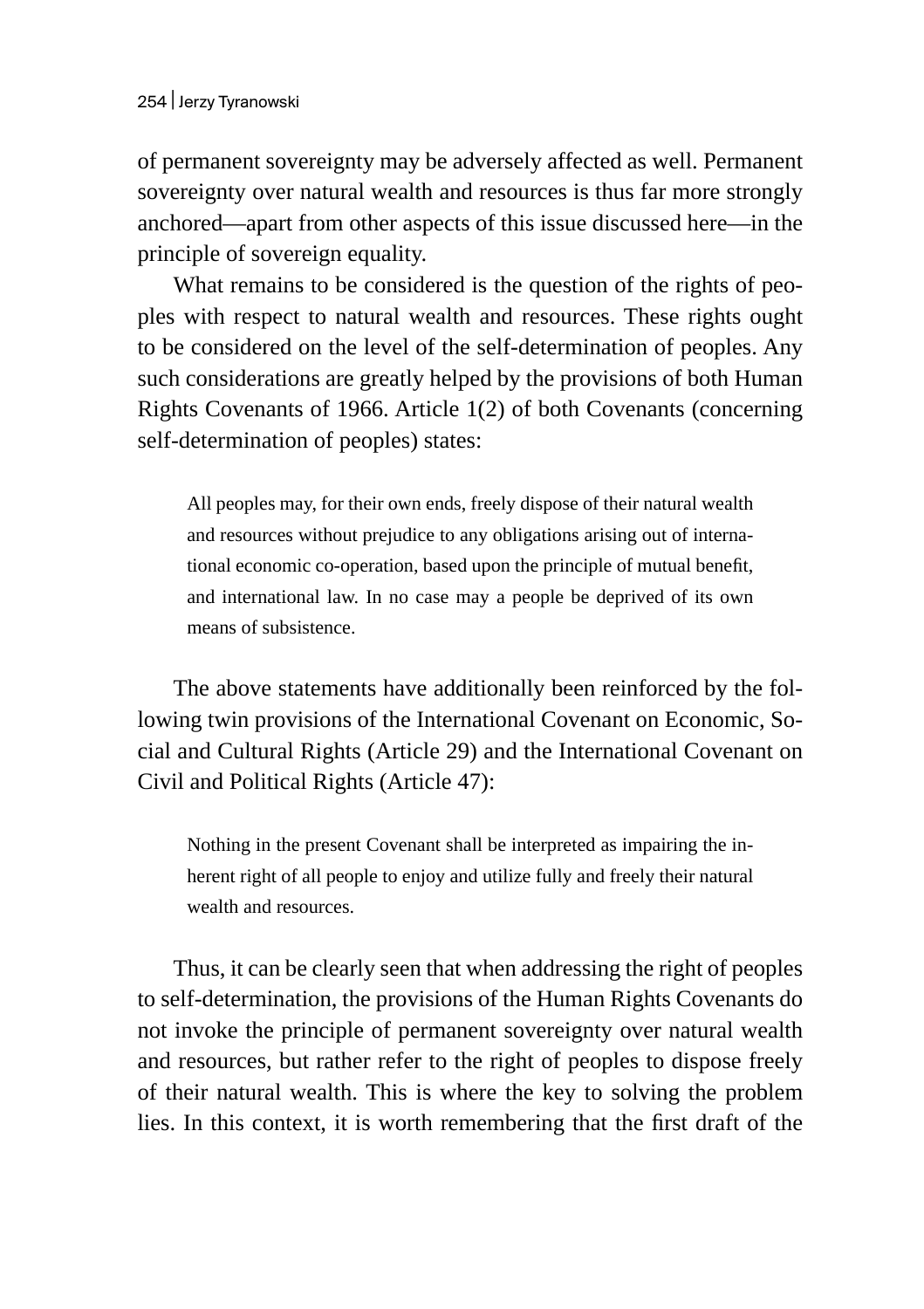of permanent sovereignty may be adversely affected as well. Permanent sovereignty over natural wealth and resources is thus far more strongly anchored—apart from other aspects of this issue discussed here—in the principle of sovereign equality.

What remains to be considered is the question of the rights of peoples with respect to natural wealth and resources. These rights ought to be considered on the level of the self-determination of peoples. Any such considerations are greatly helped by the provisions of both Human Rights Covenants of 1966. Article 1(2) of both Covenants (concerning self-determination of peoples) states:

> All peoples may, for their own ends, freely dispose of their natural wealth and resources without prejudice to any obligations arising out of international economic co-operation, based upon the principle of mutual benefit, and international law. In no case may a people be deprived of its own means of subsistence.

The above statements have additionally been reinforced by the following twin provisions of the International Covenant on Economic, Social and Cultural Rights (Article 29) and the International Covenant on Civil and Political Rights (Article 47):

> Nothing in the present Covenant shall be interpreted as impairing the inherent right of all people to enjoy and utilize fully and freely their natural wealth and resources.

Thus, it can be clearly seen that when addressing the right of peoples to self-determination, the provisions of the Human Rights Covenants do not invoke the principle of permanent sovereignty over natural wealth and resources, but rather refer to the right of peoples to dispose freely of their natural wealth. This is where the key to solving the problem lies. In this context, it is worth remembering that the first draft of the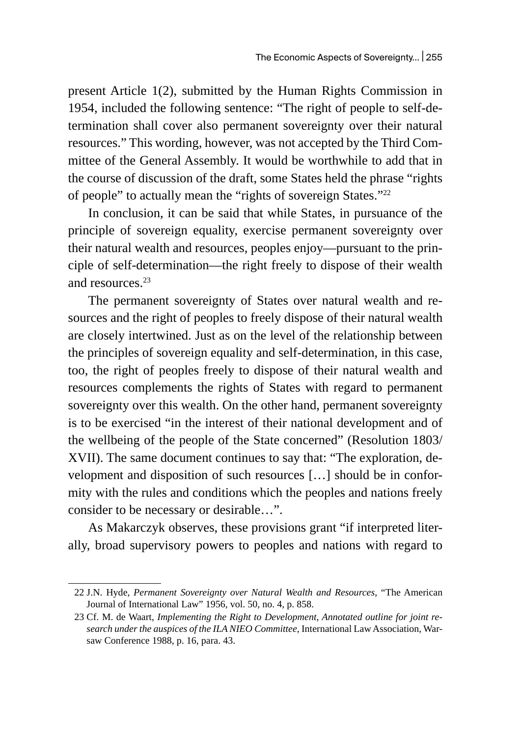present Article 1(2), submitted by the Human Rights Commission in 1954, included the following sentence: "The right of people to self-determination shall cover also permanent sovereignty over their natural resources." This wording, however, was not accepted by the Third Committee of the General Assembly. It would be worthwhile to add that in the course of discussion of the draft, some States held the phrase "rights of people" to actually mean the "rights of sovereign States."[22]

In conclusion, it can be said that while States, in pursuance of the principle of sovereign equality, exercise permanent sovereignty over their natural wealth and resources, peoples enjoy—pursuant to the principle of self-determination—the right freely to dispose of their wealth and resources.[23]

The permanent sovereignty of States over natural wealth and resources and the right of peoples to freely dispose of their natural wealth are closely intertwined. Just as on the level of the relationship between the principles of sovereign equality and self-determination, in this case, too, the right of peoples freely to dispose of their natural wealth and resources complements the rights of States with regard to permanent sovereignty over this wealth. On the other hand, permanent sovereignty is to be exercised "in the interest of their national development and of the wellbeing of the people of the State concerned" (Resolution 1803/XVII). The same document continues to say that: "The exploration, development and disposition of such resources […] should be in conformity with the rules and conditions which the peoples and nations freely consider to be necessary or desirable…".

As Makarczyk observes, these provisions grant "if interpreted literally, broad supervisory powers to peoples and nations with regard to

---

22 J.N. Hyde, *Permanent Sovereignty over Natural Wealth and Resources*, "The American Journal of International Law" 1956, vol. 50, no. 4, p. 858.

23 Cf. M. de Waart, *Implementing the Right to Development, Annotated outline for joint research under the auspices of the ILA NIEO Committee*, International Law Association, Warsaw Conference 1988, p. 16, para. 43.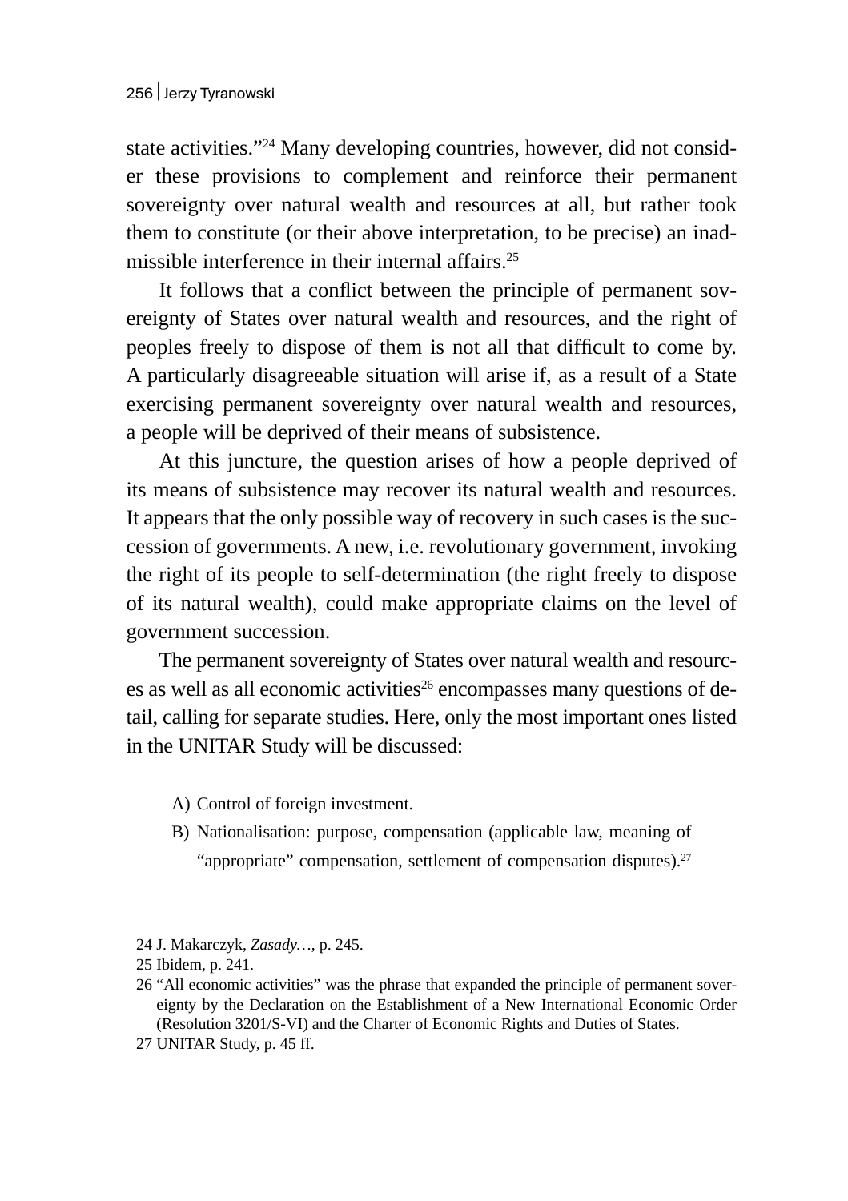state activities."[24] Many developing countries, however, did not consider these provisions to complement and reinforce their permanent sovereignty over natural wealth and resources at all, but rather took them to constitute (or their above interpretation, to be precise) an inadmissible interference in their internal affairs.[25]

It follows that a conflict between the principle of permanent sovereignty of States over natural wealth and resources, and the right of peoples freely to dispose of them is not all that difficult to come by. A particularly disagreeable situation will arise if, as a result of a State exercising permanent sovereignty over natural wealth and resources, a people will be deprived of their means of subsistence.

At this juncture, the question arises of how a people deprived of its means of subsistence may recover its natural wealth and resources. It appears that the only possible way of recovery in such cases is the succession of governments. A new, i.e. revolutionary government, invoking the right of its people to self-determination (the right freely to dispose of its natural wealth), could make appropriate claims on the level of government succession.

The permanent sovereignty of States over natural wealth and resources as well as all economic activities[26] encompasses many questions of detail, calling for separate studies. Here, only the most important ones listed in the UNITAR Study will be discussed:

A) Control of foreign investment.
B) Nationalisation: purpose, compensation (applicable law, meaning of "appropriate" compensation, settlement of compensation disputes).[27]

---

24 J. Makarczyk, *Zasady…*, p. 245.

25 Ibidem, p. 241.

26 "All economic activities" was the phrase that expanded the principle of permanent sovereignty by the Declaration on the Establishment of a New International Economic Order (Resolution 3201/S-VI) and the Charter of Economic Rights and Duties of States.

27 UNITAR Study, p. 45 ff.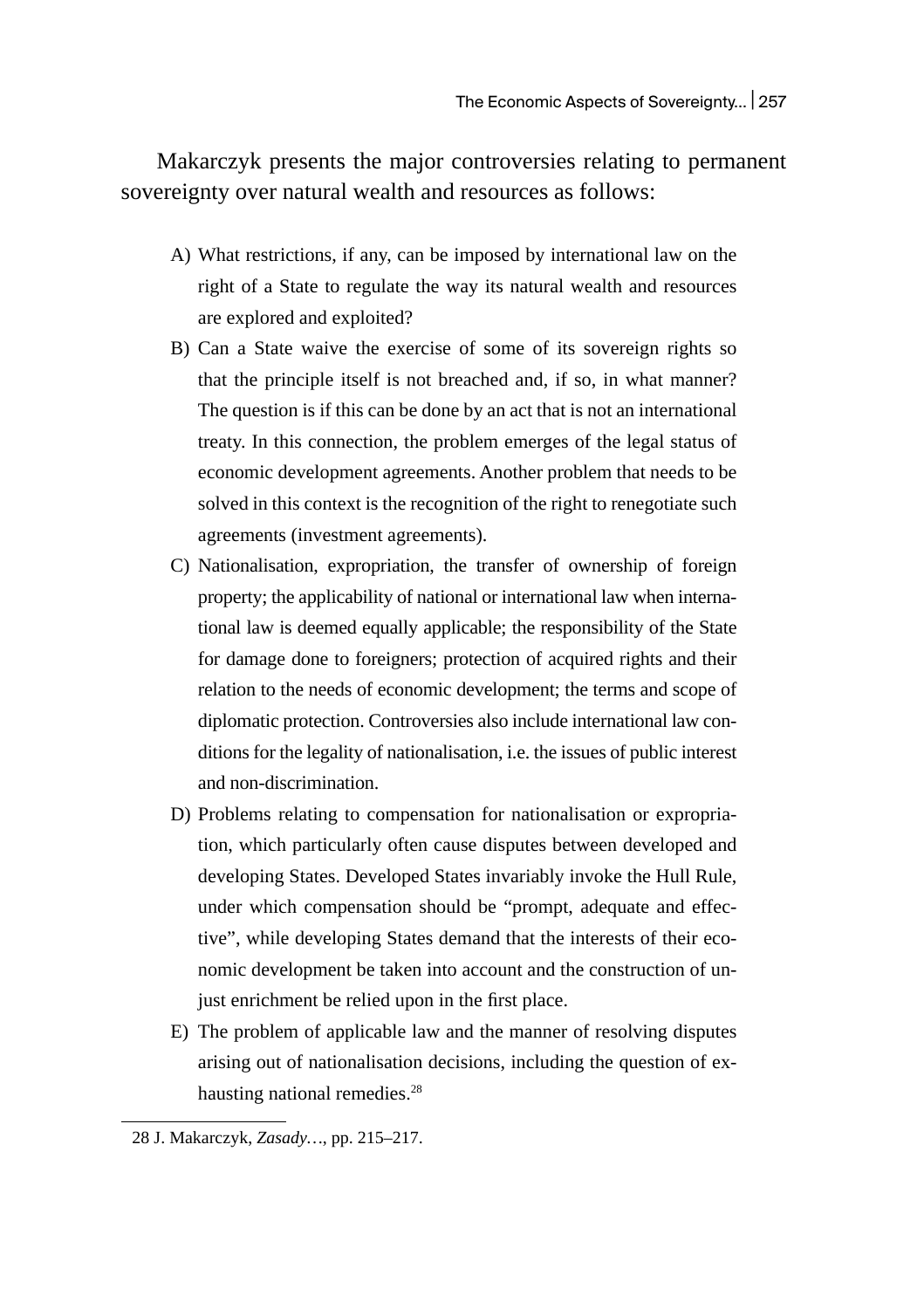Makarczyk presents the major controversies relating to permanent sovereignty over natural wealth and resources as follows:

A) What restrictions, if any, can be imposed by international law on the right of a State to regulate the way its natural wealth and resources are explored and exploited?

B) Can a State waive the exercise of some of its sovereign rights so that the principle itself is not breached and, if so, in what manner? The question is if this can be done by an act that is not an international treaty. In this connection, the problem emerges of the legal status of economic development agreements. Another problem that needs to be solved in this context is the recognition of the right to renegotiate such agreements (investment agreements).

C) Nationalisation, expropriation, the transfer of ownership of foreign property; the applicability of national or international law when international law is deemed equally applicable; the responsibility of the State for damage done to foreigners; protection of acquired rights and their relation to the needs of economic development; the terms and scope of diplomatic protection. Controversies also include international law conditions for the legality of nationalisation, i.e. the issues of public interest and non-discrimination.

D) Problems relating to compensation for nationalisation or expropriation, which particularly often cause disputes between developed and developing States. Developed States invariably invoke the Hull Rule, under which compensation should be "prompt, adequate and effective", while developing States demand that the interests of their economic development be taken into account and the construction of unjust enrichment be relied upon in the first place.

E) The problem of applicable law and the manner of resolving disputes arising out of nationalisation decisions, including the question of exhausting national remedies.[28]

---

28 J. Makarczyk, *Zasady…*, pp. 215–217.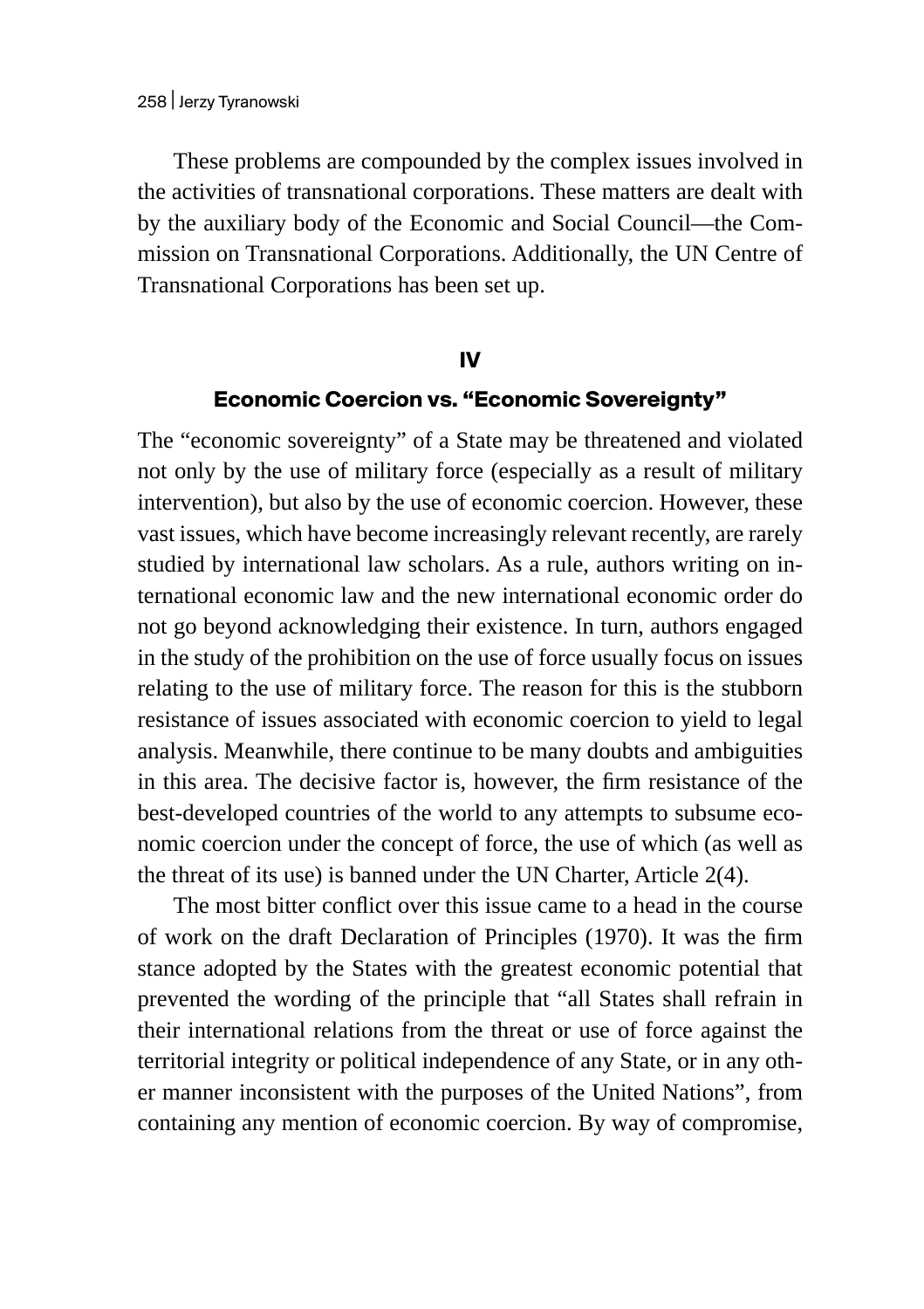These problems are compounded by the complex issues involved in the activities of transnational corporations. These matters are dealt with by the auxiliary body of the Economic and Social Council—the Commission on Transnational Corporations. Additionally, the UN Centre of Transnational Corporations has been set up.

## IV

## Economic Coercion vs. "Economic Sovereignty"

The "economic sovereignty" of a State may be threatened and violated not only by the use of military force (especially as a result of military intervention), but also by the use of economic coercion. However, these vast issues, which have become increasingly relevant recently, are rarely studied by international law scholars. As a rule, authors writing on international economic law and the new international economic order do not go beyond acknowledging their existence. In turn, authors engaged in the study of the prohibition on the use of force usually focus on issues relating to the use of military force. The reason for this is the stubborn resistance of issues associated with economic coercion to yield to legal analysis. Meanwhile, there continue to be many doubts and ambiguities in this area. The decisive factor is, however, the firm resistance of the best-developed countries of the world to any attempts to subsume economic coercion under the concept of force, the use of which (as well as the threat of its use) is banned under the UN Charter, Article 2(4).

The most bitter conflict over this issue came to a head in the course of work on the draft Declaration of Principles (1970). It was the firm stance adopted by the States with the greatest economic potential that prevented the wording of the principle that "all States shall refrain in their international relations from the threat or use of force against the territorial integrity or political independence of any State, or in any other manner inconsistent with the purposes of the United Nations", from containing any mention of economic coercion. By way of compromise,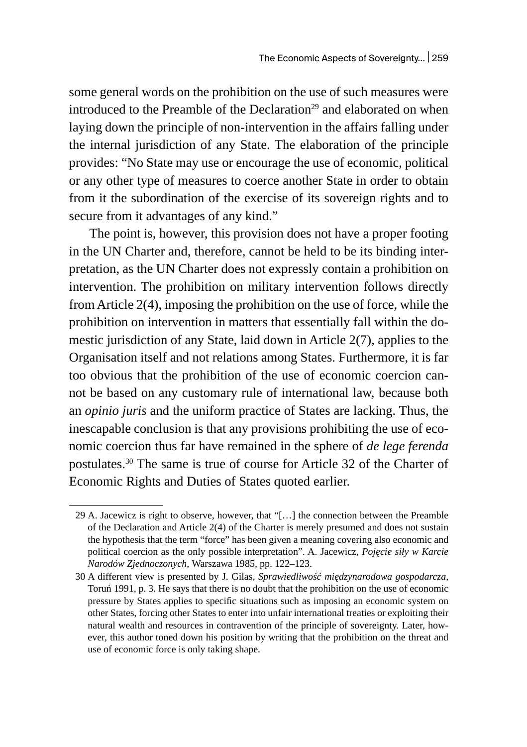some general words on the prohibition on the use of such measures were introduced to the Preamble of the Declaration[29] and elaborated on when laying down the principle of non-intervention in the affairs falling under the internal jurisdiction of any State. The elaboration of the principle provides: "No State may use or encourage the use of economic, political or any other type of measures to coerce another State in order to obtain from it the subordination of the exercise of its sovereign rights and to secure from it advantages of any kind."

The point is, however, this provision does not have a proper footing in the UN Charter and, therefore, cannot be held to be its binding interpretation, as the UN Charter does not expressly contain a prohibition on intervention. The prohibition on military intervention follows directly from Article 2(4), imposing the prohibition on the use of force, while the prohibition on intervention in matters that essentially fall within the domestic jurisdiction of any State, laid down in Article 2(7), applies to the Organisation itself and not relations among States. Furthermore, it is far too obvious that the prohibition of the use of economic coercion cannot be based on any customary rule of international law, because both an *opinio juris* and the uniform practice of States are lacking. Thus, the inescapable conclusion is that any provisions prohibiting the use of economic coercion thus far have remained in the sphere of *de lege ferenda* postulates.[30] The same is true of course for Article 32 of the Charter of Economic Rights and Duties of States quoted earlier.

---

29 A. Jacewicz is right to observe, however, that "[…] the connection between the Preamble of the Declaration and Article 2(4) of the Charter is merely presumed and does not sustain the hypothesis that the term "force" has been given a meaning covering also economic and political coercion as the only possible interpretation". A. Jacewicz, *Pojęcie siły w Karcie Narodów Zjednoczonych*, Warszawa 1985, pp. 122–123.

30 A different view is presented by J. Gilas, *Sprawiedliwość międzynarodowa gospodarcza*, Toruń 1991, p. 3. He says that there is no doubt that the prohibition on the use of economic pressure by States applies to specific situations such as imposing an economic system on other States, forcing other States to enter into unfair international treaties or exploiting their natural wealth and resources in contravention of the principle of sovereignty. Later, however, this author toned down his position by writing that the prohibition on the threat and use of economic force is only taking shape.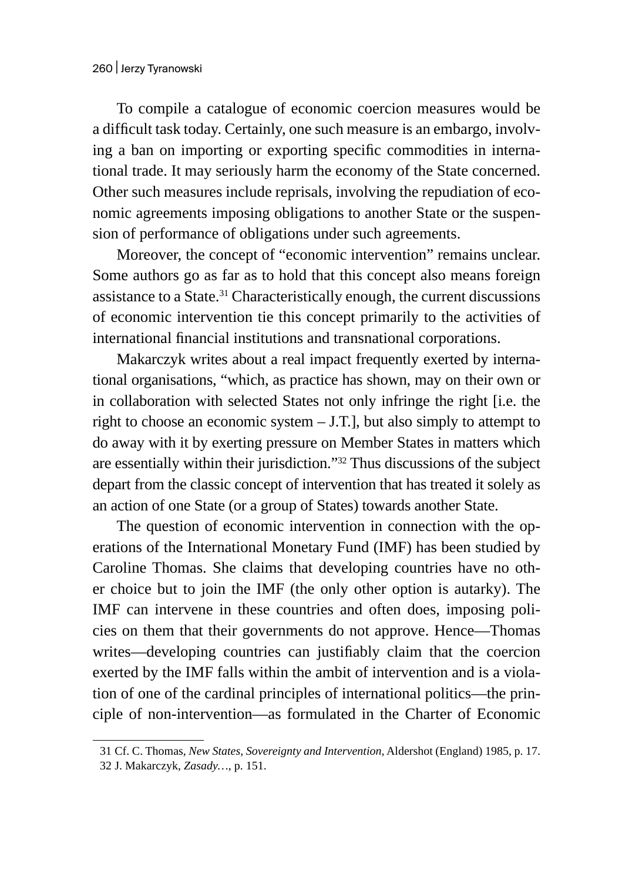To compile a catalogue of economic coercion measures would be a difficult task today. Certainly, one such measure is an embargo, involving a ban on importing or exporting specific commodities in international trade. It may seriously harm the economy of the State concerned. Other such measures include reprisals, involving the repudiation of economic agreements imposing obligations to another State or the suspension of performance of obligations under such agreements.

Moreover, the concept of "economic intervention" remains unclear. Some authors go as far as to hold that this concept also means foreign assistance to a State.[31] Characteristically enough, the current discussions of economic intervention tie this concept primarily to the activities of international financial institutions and transnational corporations.

Makarczyk writes about a real impact frequently exerted by international organisations, "which, as practice has shown, may on their own or in collaboration with selected States not only infringe the right [i.e. the right to choose an economic system – J.T.], but also simply to attempt to do away with it by exerting pressure on Member States in matters which are essentially within their jurisdiction."[32] Thus discussions of the subject depart from the classic concept of intervention that has treated it solely as an action of one State (or a group of States) towards another State.

The question of economic intervention in connection with the operations of the International Monetary Fund (IMF) has been studied by Caroline Thomas. She claims that developing countries have no other choice but to join the IMF (the only other option is autarky). The IMF can intervene in these countries and often does, imposing policies on them that their governments do not approve. Hence—Thomas writes—developing countries can justifiably claim that the coercion exerted by the IMF falls within the ambit of intervention and is a violation of one of the cardinal principles of international politics—the principle of non-intervention—as formulated in the Charter of Economic

---

31 Cf. C. Thomas, *New States, Sovereignty and Intervention*, Aldershot (England) 1985, p. 17.

32 J. Makarczyk, *Zasady…*, p. 151.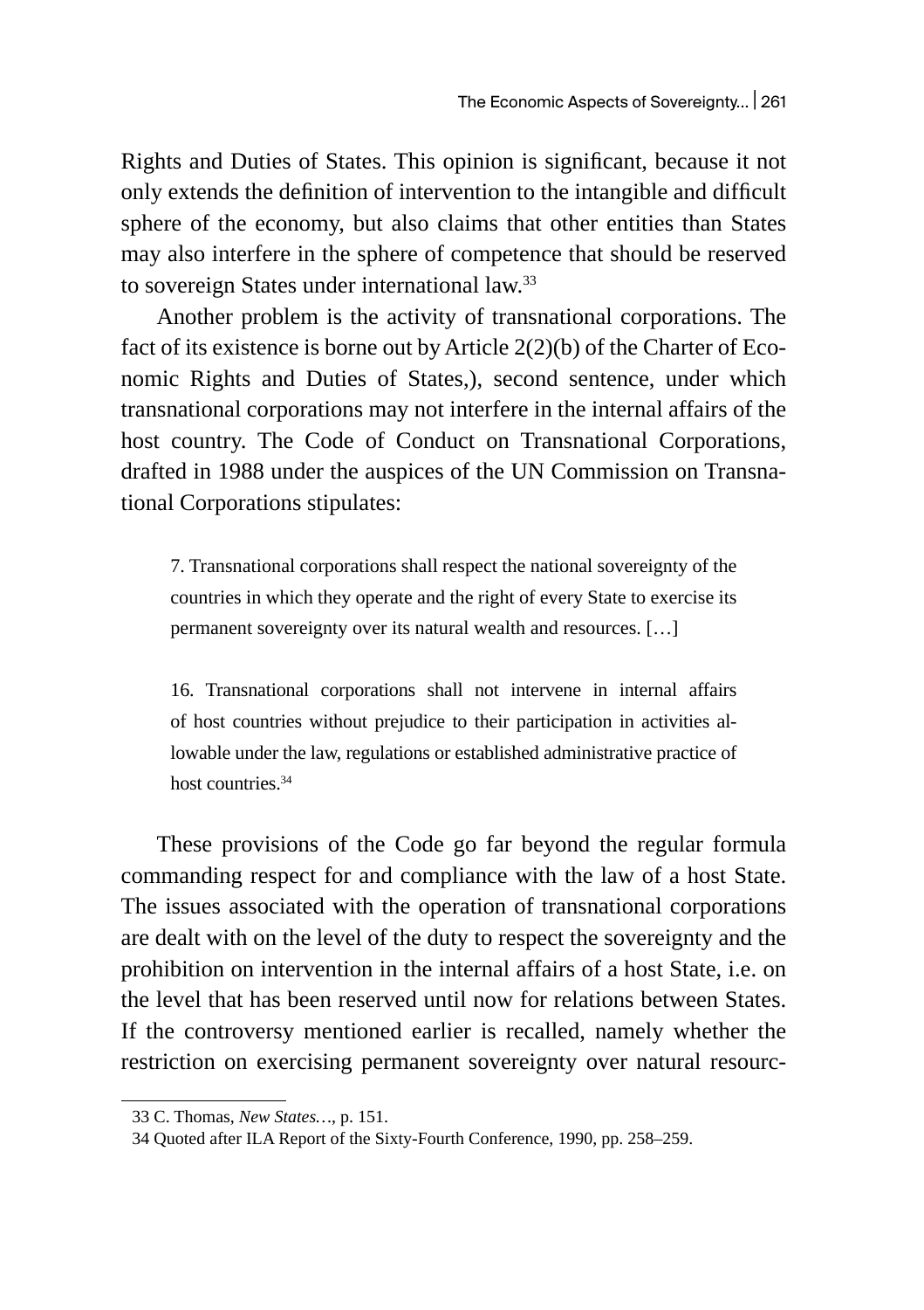Rights and Duties of States. This opinion is significant, because it not only extends the definition of intervention to the intangible and difficult sphere of the economy, but also claims that other entities than States may also interfere in the sphere of competence that should be reserved to sovereign States under international law.[33]

Another problem is the activity of transnational corporations. The fact of its existence is borne out by Article 2(2)(b) of the Charter of Economic Rights and Duties of States,), second sentence, under which transnational corporations may not interfere in the internal affairs of the host country. The Code of Conduct on Transnational Corporations, drafted in 1988 under the auspices of the UN Commission on Transnational Corporations stipulates:

> 7. Transnational corporations shall respect the national sovereignty of the countries in which they operate and the right of every State to exercise its permanent sovereignty over its natural wealth and resources. […]
>
> 16. Transnational corporations shall not intervene in internal affairs of host countries without prejudice to their participation in activities allowable under the law, regulations or established administrative practice of host countries.[34]

These provisions of the Code go far beyond the regular formula commanding respect for and compliance with the law of a host State. The issues associated with the operation of transnational corporations are dealt with on the level of the duty to respect the sovereignty and the prohibition on intervention in the internal affairs of a host State, i.e. on the level that has been reserved until now for relations between States. If the controversy mentioned earlier is recalled, namely whether the restriction on exercising permanent sovereignty over natural resourc-

33 C. Thomas, *New States…*, p. 151.

34 Quoted after ILA Report of the Sixty-Fourth Conference, 1990, pp. 258–259.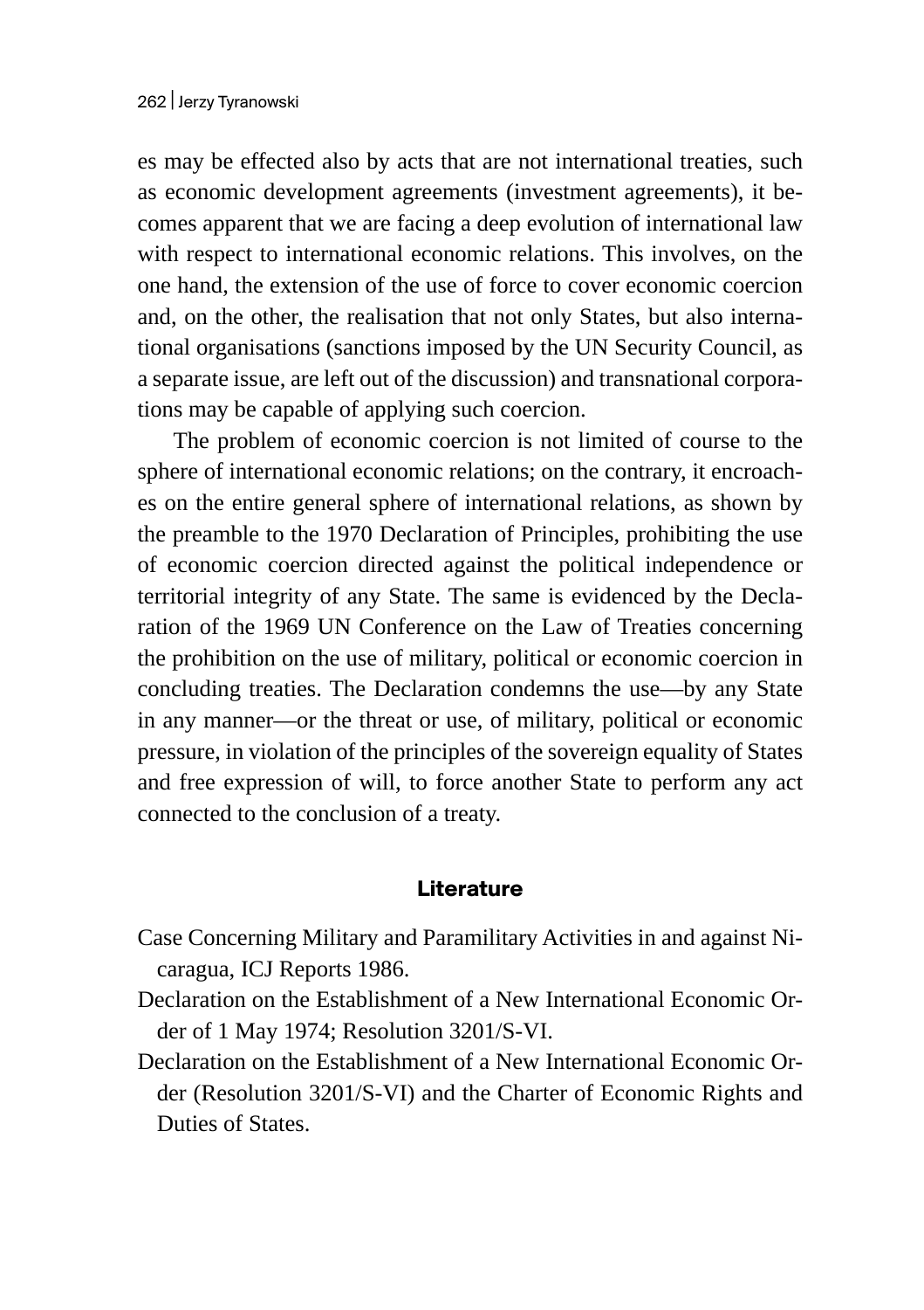es may be effected also by acts that are not international treaties, such as economic development agreements (investment agreements), it becomes apparent that we are facing a deep evolution of international law with respect to international economic relations. This involves, on the one hand, the extension of the use of force to cover economic coercion and, on the other, the realisation that not only States, but also international organisations (sanctions imposed by the UN Security Council, as a separate issue, are left out of the discussion) and transnational corporations may be capable of applying such coercion.

The problem of economic coercion is not limited of course to the sphere of international economic relations; on the contrary, it encroaches on the entire general sphere of international relations, as shown by the preamble to the 1970 Declaration of Principles, prohibiting the use of economic coercion directed against the political independence or territorial integrity of any State. The same is evidenced by the Declaration of the 1969 UN Conference on the Law of Treaties concerning the prohibition on the use of military, political or economic coercion in concluding treaties. The Declaration condemns the use—by any State in any manner—or the threat or use, of military, political or economic pressure, in violation of the principles of the sovereign equality of States and free expression of will, to force another State to perform any act connected to the conclusion of a treaty.

## Literature

Case Concerning Military and Paramilitary Activities in and against Nicaragua, ICJ Reports 1986.

Declaration on the Establishment of a New International Economic Order of 1 May 1974; Resolution 3201/S-VI.

Declaration on the Establishment of a New International Economic Order (Resolution 3201/S-VI) and the Charter of Economic Rights and Duties of States.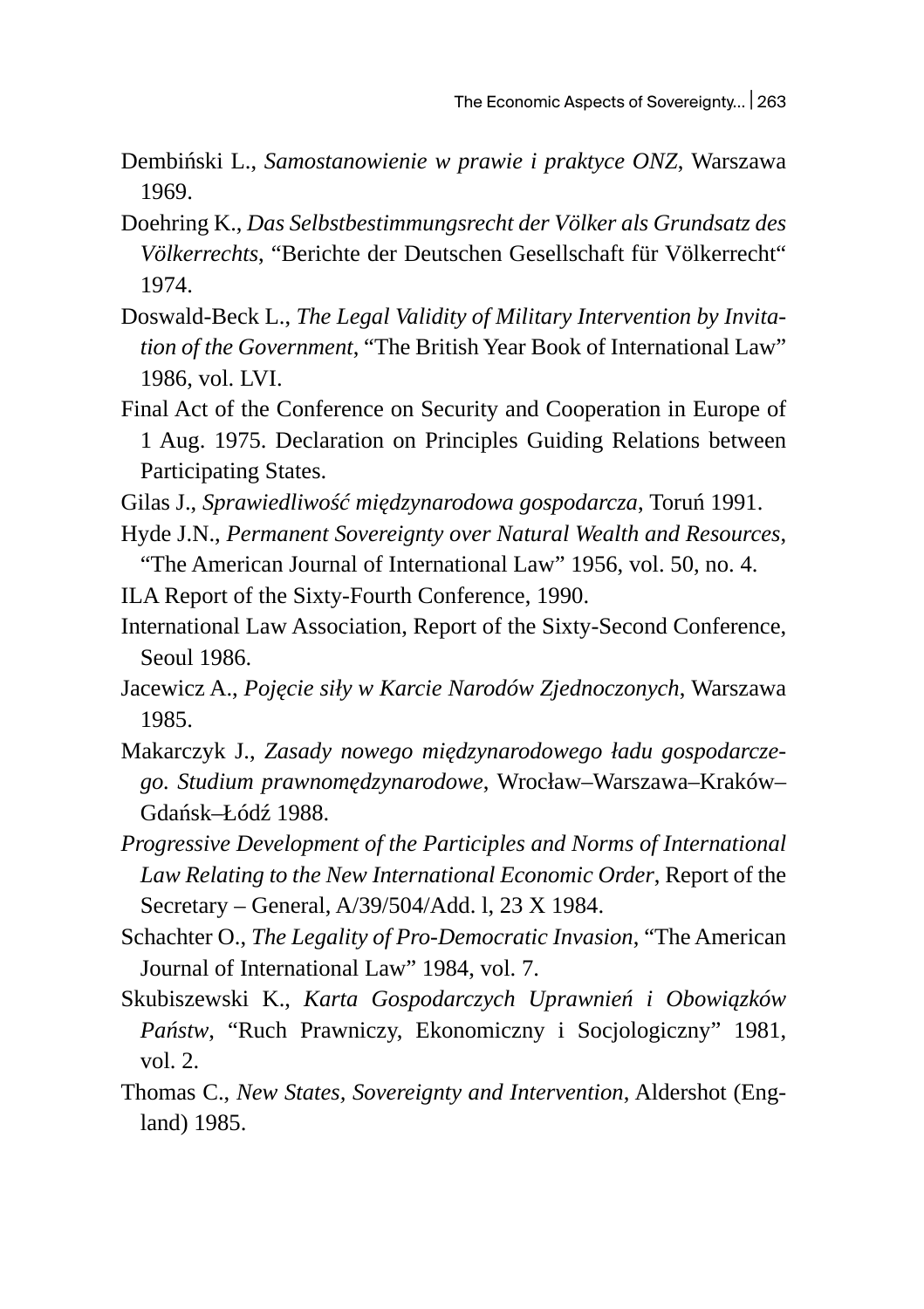Dembiński L., *Samostanowienie w prawie i praktyce ONZ*, Warszawa 1969.

Doehring K., *Das Selbstbestimmungsrecht der Völker als Grundsatz des Völkerrechts*, "Berichte der Deutschen Gesellschaft für Völkerrecht" 1974.

Doswald-Beck L., *The Legal Validity of Military Intervention by Invitation of the Government*, "The British Year Book of International Law" 1986, vol. LVI.

Final Act of the Conference on Security and Cooperation in Europe of 1 Aug. 1975. Declaration on Principles Guiding Relations between Participating States.

Gilas J., *Sprawiedliwość międzynarodowa gospodarcza*, Toruń 1991.

Hyde J.N., *Permanent Sovereignty over Natural Wealth and Resources*, "The American Journal of International Law" 1956, vol. 50, no. 4.

ILA Report of the Sixty-Fourth Conference, 1990.

International Law Association, Report of the Sixty-Second Conference, Seoul 1986.

Jacewicz A., *Pojęcie siły w Karcie Narodów Zjednoczonych*, Warszawa 1985.

Makarczyk J., *Zasady nowego międzynarodowego ładu gospodarczego. Studium prawnomędzynarodowe*, Wrocław–Warszawa–Kraków–Gdańsk–Łódź 1988.

*Progressive Development of the Participles and Norms of International Law Relating to the New International Economic Order*, Report of the Secretary – General, A/39/504/Add. l, 23 X 1984.

Schachter O., *The Legality of Pro-Democratic Invasion*, "The American Journal of International Law" 1984, vol. 7.

Skubiszewski K., *Karta Gospodarczych Uprawnień i Obowiązków Państw*, "Ruch Prawniczy, Ekonomiczny i Socjologiczny" 1981, vol. 2.

Thomas C., *New States, Sovereignty and Intervention*, Aldershot (England) 1985.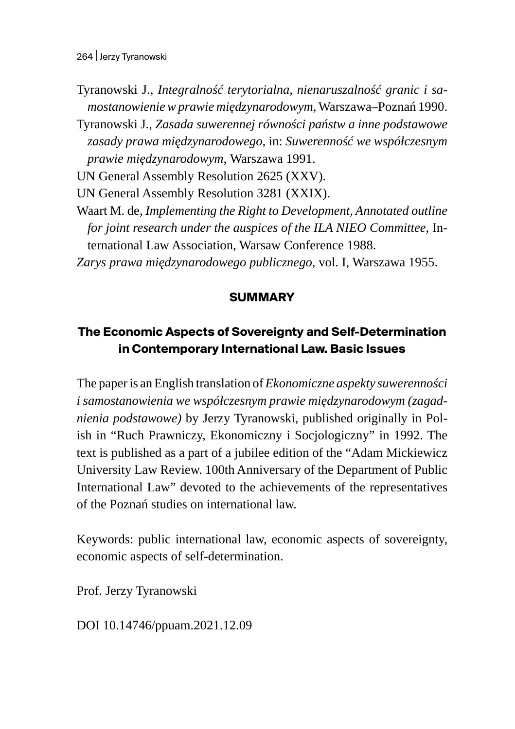Tyranowski J., *Integralność terytorialna, nienaruszalność granic i samostanowienie w prawie międzynarodowym*, Warszawa–Poznań 1990.

Tyranowski J., *Zasada suwerennej równości państw a inne podstawowe zasady prawa międzynarodowego*, in: *Suwerenność we współczesnym prawie międzynarodowym*, Warszawa 1991.

UN General Assembly Resolution 2625 (XXV).

UN General Assembly Resolution 3281 (XXIX).

Waart M. de, *Implementing the Right to Development*, *Annotated outline for joint research under the auspices of the ILA NIEO Committee*, International Law Association, Warsaw Conference 1988.

*Zarys prawa międzynarodowego publicznego*, vol. I, Warszawa 1955.

## SUMMARY

### The Economic Aspects of Sovereignty and Self-Determination in Contemporary International Law. Basic Issues

The paper is an English translation of *Ekonomiczne aspekty suwerenności i samostanowienia we współczesnym prawie międzynarodowym (zagadnienia podstawowe)* by Jerzy Tyranowski, published originally in Polish in "Ruch Prawniczy, Ekonomiczny i Socjologiczny" in 1992. The text is published as a part of a jubilee edition of the "Adam Mickiewicz University Law Review. 100th Anniversary of the Department of Public International Law" devoted to the achievements of the representatives of the Poznań studies on international law.

Keywords: public international law, economic aspects of sovereignty, economic aspects of self-determination.

Prof. Jerzy Tyranowski

DOI 10.14746/ppuam.2021.12.09